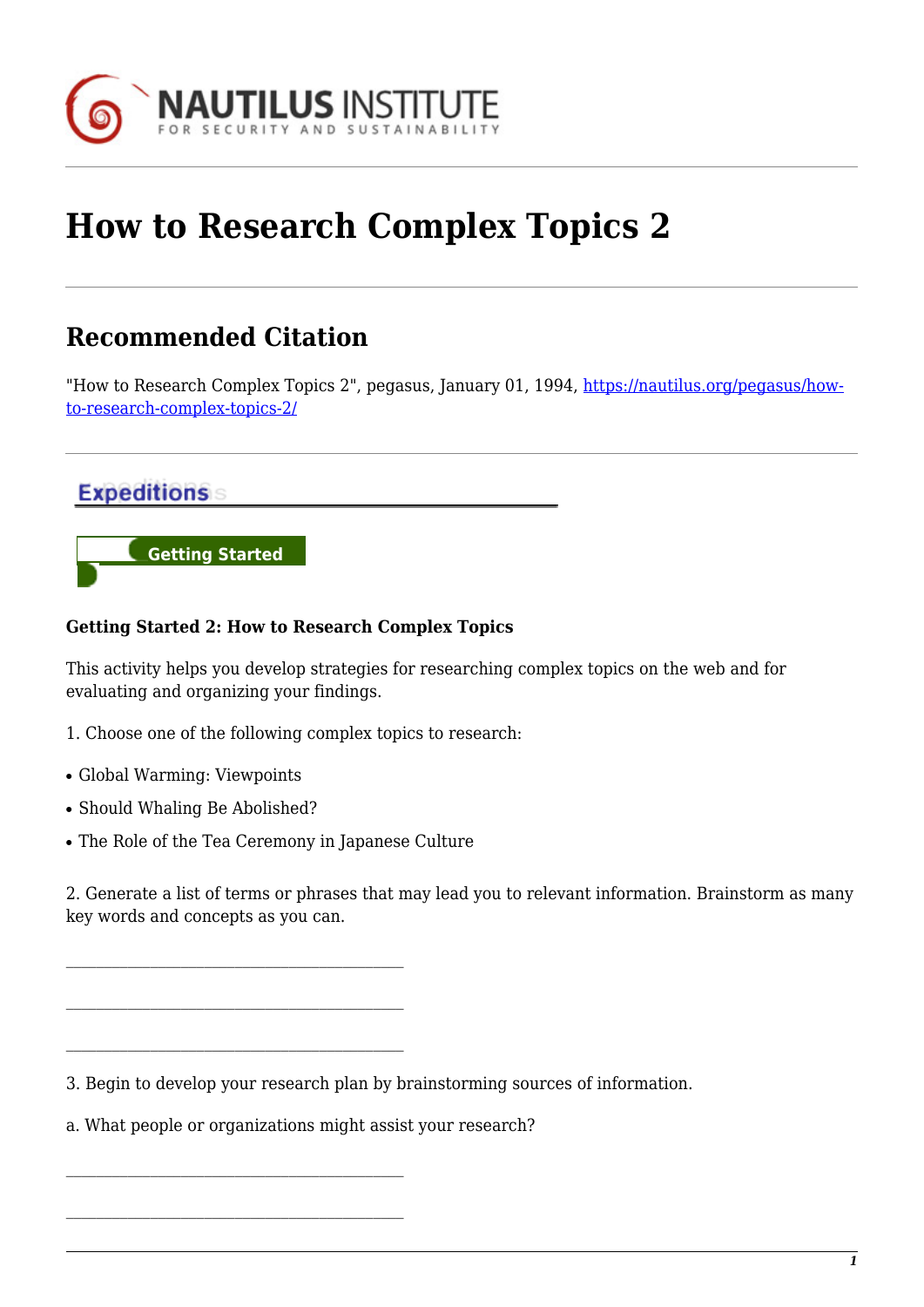# How to Research Complex Topics 2

## Recommended Citation

"How to Research Complex Topics 2", pegasus, January 01, 1994, https://nautilus.org/pegasus/how-to-research-complex-topics-2/

Expeditions

Getting Started

**Getting Started 2: How to Research Complex Topics**

This activity helps you develop strategies for researching complex topics on the web and for evaluating and organizing your findings.

1. Choose one of the following complex topics to research:

- Global Warming: Viewpoints
- Should Whaling Be Abolished?
- The Role of the Tea Ceremony in Japanese Culture

2. Generate a list of terms or phrases that may lead you to relevant information. Brainstorm as many key words and concepts as you can.

\_\_\_\_\_\_\_\_\_\_\_\_\_\_\_\_\_\_\_\_\_\_\_\_\_\_\_\_\_\_\_\_\_\_\_\_\_\_\_\_

\_\_\_\_\_\_\_\_\_\_\_\_\_\_\_\_\_\_\_\_\_\_\_\_\_\_\_\_\_\_\_\_\_\_\_\_\_\_\_\_

\_\_\_\_\_\_\_\_\_\_\_\_\_\_\_\_\_\_\_\_\_\_\_\_\_\_\_\_\_\_\_\_\_\_\_\_\_\_\_\_

3. Begin to develop your research plan by brainstorming sources of information.

a. What people or organizations might assist your research?

\_\_\_\_\_\_\_\_\_\_\_\_\_\_\_\_\_\_\_\_\_\_\_\_\_\_\_\_\_\_\_\_\_\_\_\_\_\_\_\_

\_\_\_\_\_\_\_\_\_\_\_\_\_\_\_\_\_\_\_\_\_\_\_\_\_\_\_\_\_\_\_\_\_\_\_\_\_\_\_\_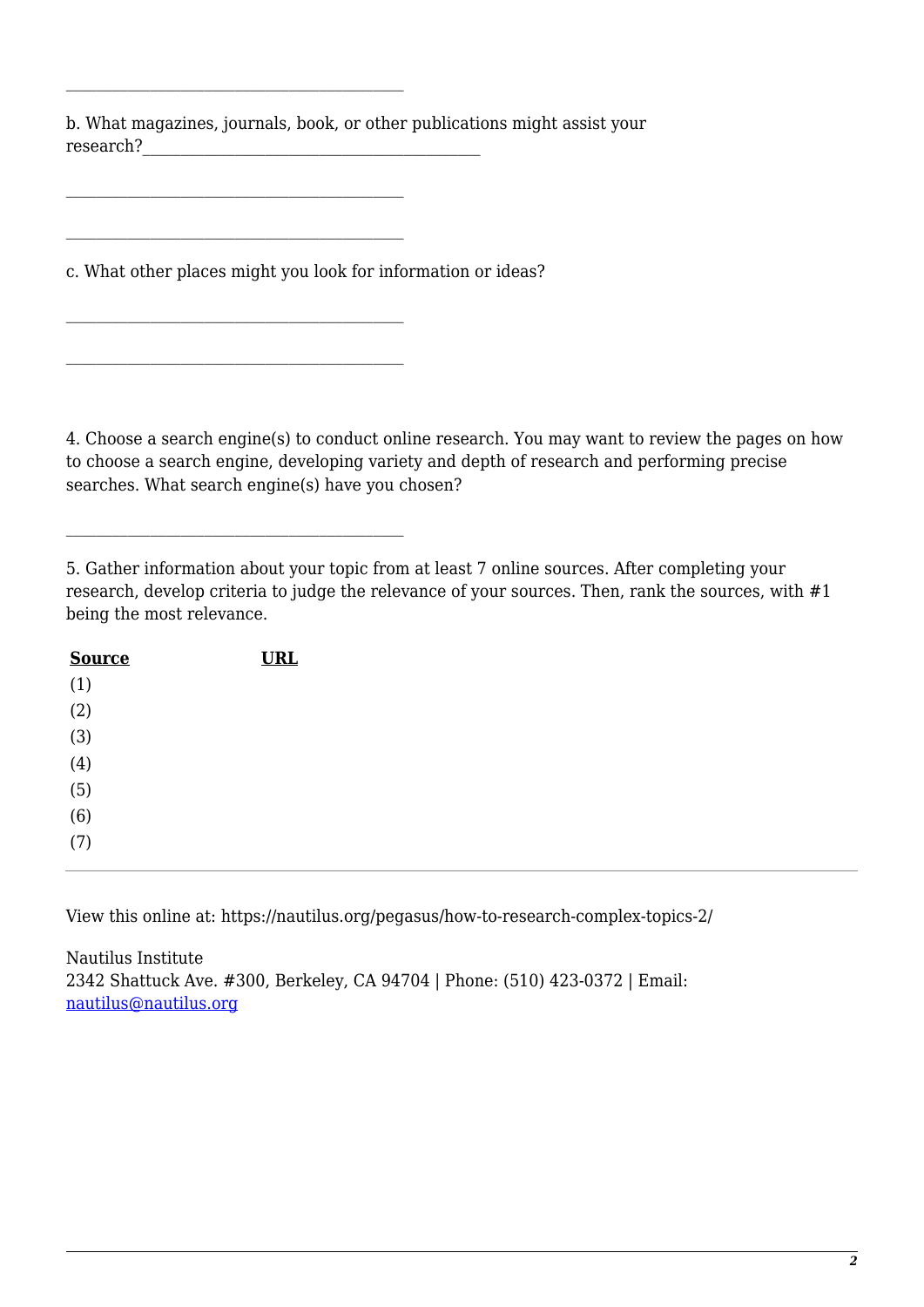\_\_\_\_\_\_\_\_\_\_\_\_\_\_\_\_\_\_\_\_\_\_\_\_\_\_\_\_\_\_\_\_\_\_\_\_\_\_\_\_\_\_

b. What magazines, journals, book, or other publications might assist your research?\_\_\_\_\_\_\_\_\_\_\_\_\_\_\_\_\_\_\_\_\_\_\_\_\_\_\_\_\_\_\_\_\_\_\_\_\_\_\_\_\_\_

\_\_\_\_\_\_\_\_\_\_\_\_\_\_\_\_\_\_\_\_\_\_\_\_\_\_\_\_\_\_\_\_\_\_\_\_\_\_\_\_\_\_

\_\_\_\_\_\_\_\_\_\_\_\_\_\_\_\_\_\_\_\_\_\_\_\_\_\_\_\_\_\_\_\_\_\_\_\_\_\_\_\_\_\_

c. What other places might you look for information or ideas?

\_\_\_\_\_\_\_\_\_\_\_\_\_\_\_\_\_\_\_\_\_\_\_\_\_\_\_\_\_\_\_\_\_\_\_\_\_\_\_\_\_\_

\_\_\_\_\_\_\_\_\_\_\_\_\_\_\_\_\_\_\_\_\_\_\_\_\_\_\_\_\_\_\_\_\_\_\_\_\_\_\_\_\_\_

4. Choose a search engine(s) to conduct online research. You may want to review the pages on how to choose a search engine, developing variety and depth of research and performing precise searches. What search engine(s) have you chosen?

\_\_\_\_\_\_\_\_\_\_\_\_\_\_\_\_\_\_\_\_\_\_\_\_\_\_\_\_\_\_\_\_\_\_\_\_\_\_\_\_\_\_

5. Gather information about your topic from at least 7 online sources. After completing your research, develop criteria to judge the relevance of your sources. Then, rank the sources, with #1 being the most relevance.

| **Source** | **URL** |
|---|---|
| (1) | |
| (2) | |
| (3) | |
| (4) | |
| (5) | |
| (6) | |
| (7) | |

---

View this online at: https://nautilus.org/pegasus/how-to-research-complex-topics-2/

Nautilus Institute
2342 Shattuck Ave. #300, Berkeley, CA 94704 | Phone: (510) 423-0372 | Email: nautilus@nautilus.org